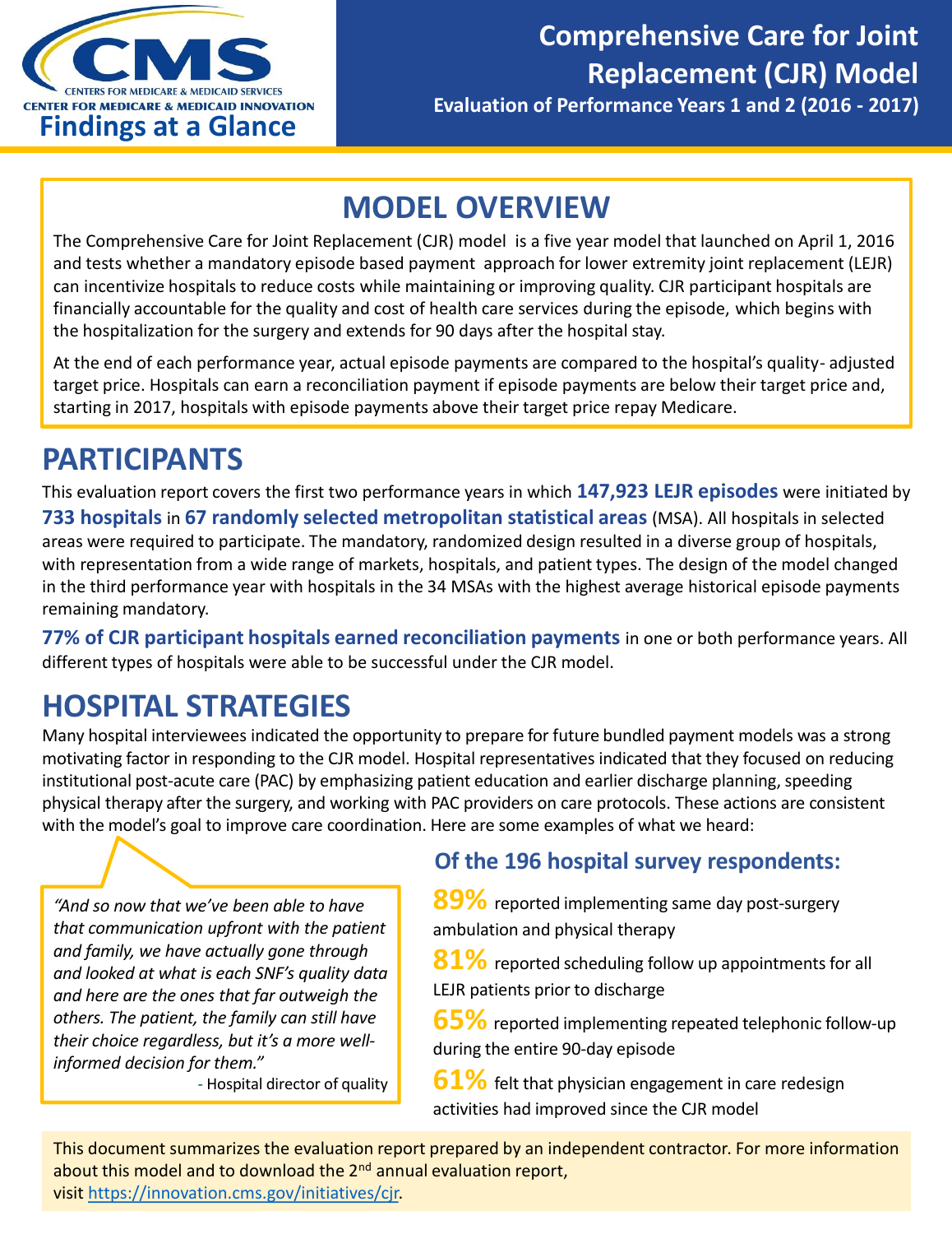CENTERS FOR MEDICARE & MEDICAID SERVICES
CENTER FOR MEDICARE & MEDICAID INNOVATION

**Findings at a Glance**

# Comprehensive Care for Joint Replacement (CJR) Model

**Evaluation of Performance Years 1 and 2 (2016 - 2017)**

## MODEL OVERVIEW

The Comprehensive Care for Joint Replacement (CJR) model is a five year model that launched on April 1, 2016 and tests whether a mandatory episode based payment approach for lower extremity joint replacement (LEJR) can incentivize hospitals to reduce costs while maintaining or improving quality. CJR participant hospitals are financially accountable for the quality and cost of health care services during the episode, which begins with the hospitalization for the surgery and extends for 90 days after the hospital stay.

At the end of each performance year, actual episode payments are compared to the hospital's quality- adjusted target price. Hospitals can earn a reconciliation payment if episode payments are below their target price and, starting in 2017, hospitals with episode payments above their target price repay Medicare.

## PARTICIPANTS

This evaluation report covers the first two performance years in which **147,923 LEJR episodes** were initiated by **733 hospitals** in **67 randomly selected metropolitan statistical areas** (MSA). All hospitals in selected areas were required to participate. The mandatory, randomized design resulted in a diverse group of hospitals, with representation from a wide range of markets, hospitals, and patient types. The design of the model changed in the third performance year with hospitals in the 34 MSAs with the highest average historical episode payments remaining mandatory.

**77% of CJR participant hospitals earned reconciliation payments** in one or both performance years. All different types of hospitals were able to be successful under the CJR model.

## HOSPITAL STRATEGIES

Many hospital interviewees indicated the opportunity to prepare for future bundled payment models was a strong motivating factor in responding to the CJR model. Hospital representatives indicated that they focused on reducing institutional post-acute care (PAC) by emphasizing patient education and earlier discharge planning, speeding physical therapy after the surgery, and working with PAC providers on care protocols. These actions are consistent with the model's goal to improve care coordination. Here are some examples of what we heard:

*"And so now that we've been able to have that communication upfront with the patient and family, we have actually gone through and looked at what is each SNF's quality data and here are the ones that far outweigh the others. The patient, the family can still have their choice regardless, but it's a more well-informed decision for them."*

\- Hospital director of quality

### Of the 196 hospital survey respondents:

**89%** reported implementing same day post-surgery ambulation and physical therapy

**81%** reported scheduling follow up appointments for all LEJR patients prior to discharge

**65%** reported implementing repeated telephonic follow-up during the entire 90-day episode

**61%** felt that physician engagement in care redesign activities had improved since the CJR model

This document summarizes the evaluation report prepared by an independent contractor. For more information about this model and to download the 2nd annual evaluation report, visit https://innovation.cms.gov/initiatives/cjr.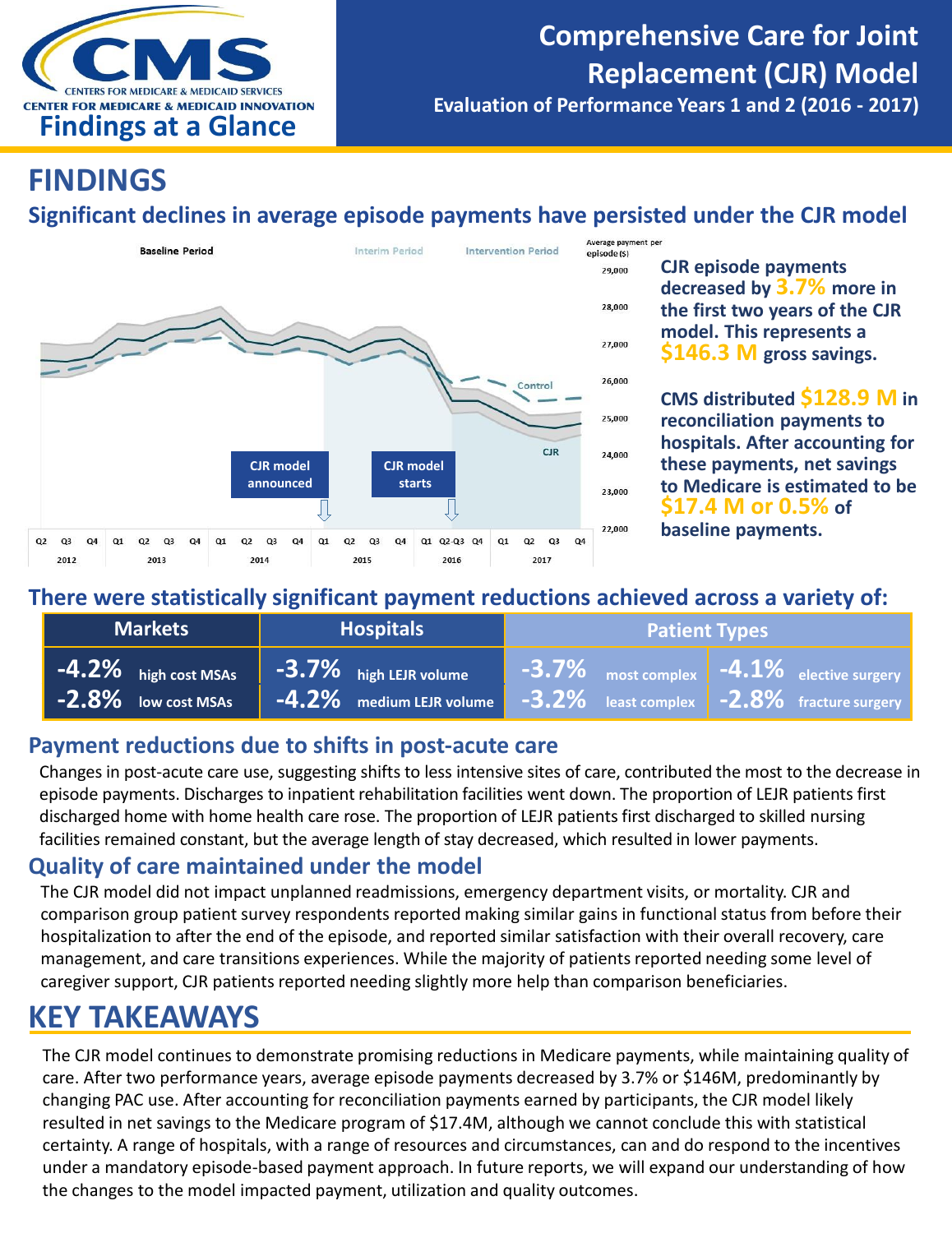CENTERS FOR MEDICARE & MEDICAID SERVICES
CENTER FOR MEDICARE & MEDICAID INNOVATION

**Findings at a Glance**

# Comprehensive Care for Joint Replacement (CJR) Model

**Evaluation of Performance Years 1 and 2 (2016 - 2017)**

# FINDINGS

## Significant declines in average episode payments have persisted under the CJR model

Baseline Period
Interim Period
Intervention Period
Average payment per episode ($)
29,000
28,000
27,000
26,000
25,000
24,000
23,000
22,000
Control
CJR
CJR model announced
CJR model starts
Q2 Q3 Q4 2012
Q1 Q2 Q3 Q4 2013
Q1 Q2 Q3 Q4 2014
Q1 Q2 Q3 Q4 2015
Q1 Q2-Q3 Q4 2016
Q1 Q2 Q3 Q4 2017

**CJR episode payments decreased by 3.7% more in the first two years of the CJR model. This represents a $146.3 M gross savings.**

**CMS distributed $128.9 M in reconciliation payments to hospitals. After accounting for these payments, net savings to Medicare is estimated to be $17.4 M or 0.5% of baseline payments.**

## There were statistically significant payment reductions achieved across a variety of:

| Markets | Hospitals | Patient Types | |
|---|---|---|---|
| **-4.2%** high cost MSAs | **-3.7%** high LEJR volume | **-3.7%** most complex | **-4.1%** elective surgery |
| **-2.8%** low cost MSAs | **-4.2%** medium LEJR volume | **-3.2%** least complex | **-2.8%** fracture surgery |

## Payment reductions due to shifts in post-acute care

Changes in post-acute care use, suggesting shifts to less intensive sites of care, contributed the most to the decrease in episode payments. Discharges to inpatient rehabilitation facilities went down. The proportion of LEJR patients first discharged home with home health care rose. The proportion of LEJR patients first discharged to skilled nursing facilities remained constant, but the average length of stay decreased, which resulted in lower payments.

## Quality of care maintained under the model

The CJR model did not impact unplanned readmissions, emergency department visits, or mortality. CJR and comparison group patient survey respondents reported making similar gains in functional status from before their hospitalization to after the end of the episode, and reported similar satisfaction with their overall recovery, care management, and care transitions experiences. While the majority of patients reported needing some level of caregiver support, CJR patients reported needing slightly more help than comparison beneficiaries.

# KEY TAKEAWAYS

The CJR model continues to demonstrate promising reductions in Medicare payments, while maintaining quality of care. After two performance years, average episode payments decreased by 3.7% or $146M, predominantly by changing PAC use. After accounting for reconciliation payments earned by participants, the CJR model likely resulted in net savings to the Medicare program of $17.4M, although we cannot conclude this with statistical certainty. A range of hospitals, with a range of resources and circumstances, can and do respond to the incentives under a mandatory episode-based payment approach. In future reports, we will expand our understanding of how the changes to the model impacted payment, utilization and quality outcomes.